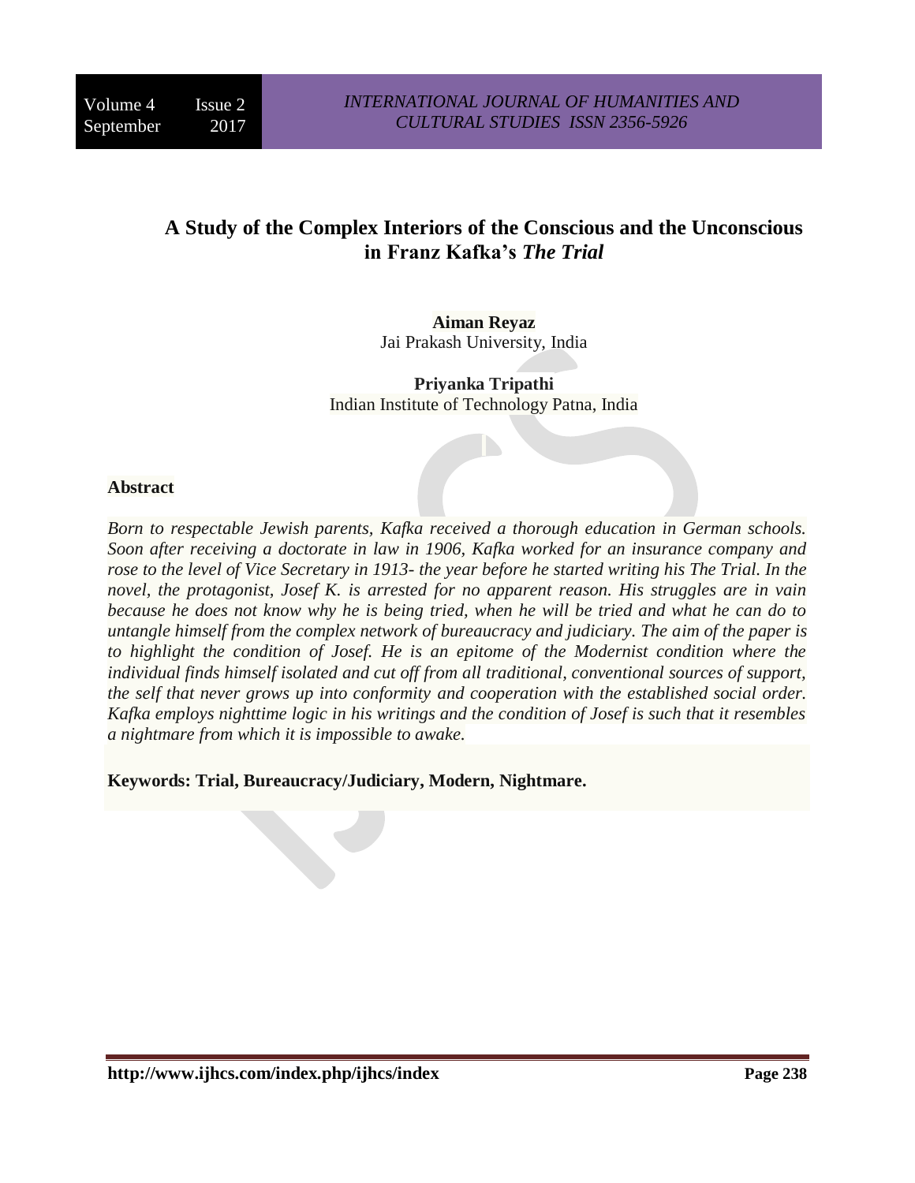# A Study of the Complex Interiors of the Conscious and the Unconscious in Franz Kafka's *The Trial*

**Aiman Reyaz**
Jai Prakash University, India

**Priyanka Tripathi**
Indian Institute of Technology Patna, India

## Abstract

*Born to respectable Jewish parents, Kafka received a thorough education in German schools. Soon after receiving a doctorate in law in 1906, Kafka worked for an insurance company and rose to the level of Vice Secretary in 1913- the year before he started writing his The Trial. In the novel, the protagonist, Josef K. is arrested for no apparent reason. His struggles are in vain because he does not know why he is being tried, when he will be tried and what he can do to untangle himself from the complex network of bureaucracy and judiciary. The aim of the paper is to highlight the condition of Josef. He is an epitome of the Modernist condition where the individual finds himself isolated and cut off from all traditional, conventional sources of support, the self that never grows up into conformity and cooperation with the established social order. Kafka employs nighttime logic in his writings and the condition of Josef is such that it resembles a nightmare from which it is impossible to awake.*

**Keywords: Trial, Bureaucracy/Judiciary, Modern, Nightmare.**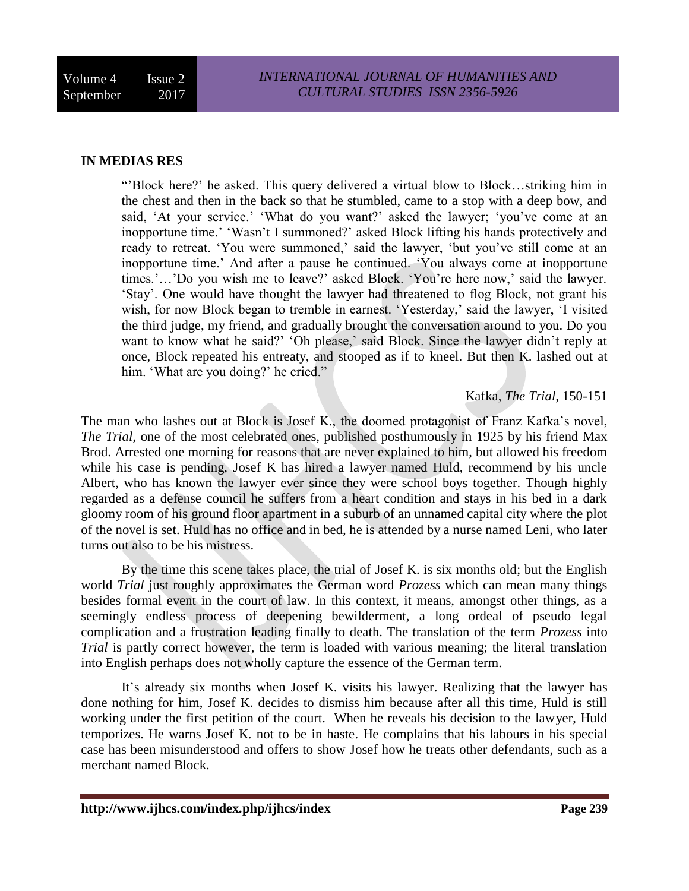## IN MEDIAS RES

> "'Block here?' he asked. This query delivered a virtual blow to Block…striking him in the chest and then in the back so that he stumbled, came to a stop with a deep bow, and said, 'At your service.' 'What do you want?' asked the lawyer; 'you've come at an inopportune time.' 'Wasn't I summoned?' asked Block lifting his hands protectively and ready to retreat. 'You were summoned,' said the lawyer, 'but you've still come at an inopportune time.' And after a pause he continued. 'You always come at inopportune times.'…'Do you wish me to leave?' asked Block. 'You're here now,' said the lawyer. 'Stay'. One would have thought the lawyer had threatened to flog Block, not grant his wish, for now Block began to tremble in earnest. 'Yesterday,' said the lawyer, 'I visited the third judge, my friend, and gradually brought the conversation around to you. Do you want to know what he said?' 'Oh please,' said Block. Since the lawyer didn't reply at once, Block repeated his entreaty, and stooped as if to kneel. But then K. lashed out at him. 'What are you doing?' he cried."
>
> Kafka, *The Trial*, 150-151

The man who lashes out at Block is Josef K., the doomed protagonist of Franz Kafka's novel, *The Trial,* one of the most celebrated ones, published posthumously in 1925 by his friend Max Brod. Arrested one morning for reasons that are never explained to him, but allowed his freedom while his case is pending, Josef K has hired a lawyer named Huld, recommend by his uncle Albert, who has known the lawyer ever since they were school boys together. Though highly regarded as a defense council he suffers from a heart condition and stays in his bed in a dark gloomy room of his ground floor apartment in a suburb of an unnamed capital city where the plot of the novel is set. Huld has no office and in bed, he is attended by a nurse named Leni, who later turns out also to be his mistress.

By the time this scene takes place, the trial of Josef K. is six months old; but the English world *Trial* just roughly approximates the German word *Prozess* which can mean many things besides formal event in the court of law. In this context, it means, amongst other things, as a seemingly endless process of deepening bewilderment, a long ordeal of pseudo legal complication and a frustration leading finally to death. The translation of the term *Prozess* into *Trial* is partly correct however, the term is loaded with various meaning; the literal translation into English perhaps does not wholly capture the essence of the German term.

It's already six months when Josef K. visits his lawyer. Realizing that the lawyer has done nothing for him, Josef K. decides to dismiss him because after all this time, Huld is still working under the first petition of the court. When he reveals his decision to the lawyer, Huld temporizes. He warns Josef K. not to be in haste. He complains that his labours in his special case has been misunderstood and offers to show Josef how he treats other defendants, such as a merchant named Block.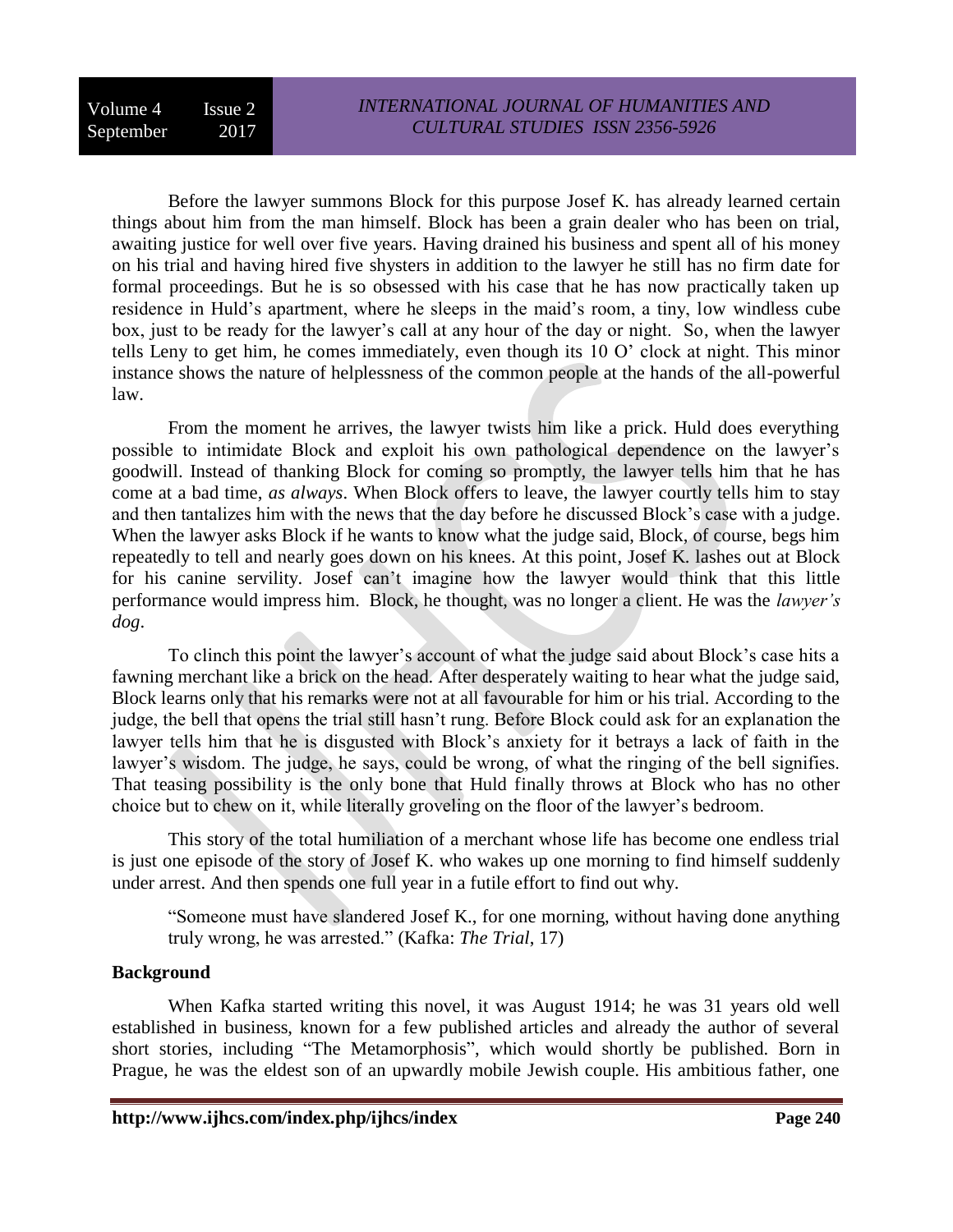Before the lawyer summons Block for this purpose Josef K. has already learned certain things about him from the man himself. Block has been a grain dealer who has been on trial, awaiting justice for well over five years. Having drained his business and spent all of his money on his trial and having hired five shysters in addition to the lawyer he still has no firm date for formal proceedings. But he is so obsessed with his case that he has now practically taken up residence in Huld's apartment, where he sleeps in the maid's room, a tiny, low windless cube box, just to be ready for the lawyer's call at any hour of the day or night. So, when the lawyer tells Leny to get him, he comes immediately, even though its 10 O' clock at night. This minor instance shows the nature of helplessness of the common people at the hands of the all-powerful law.

From the moment he arrives, the lawyer twists him like a prick. Huld does everything possible to intimidate Block and exploit his own pathological dependence on the lawyer's goodwill. Instead of thanking Block for coming so promptly, the lawyer tells him that he has come at a bad time, *as always*. When Block offers to leave, the lawyer courtly tells him to stay and then tantalizes him with the news that the day before he discussed Block's case with a judge. When the lawyer asks Block if he wants to know what the judge said, Block, of course, begs him repeatedly to tell and nearly goes down on his knees. At this point, Josef K. lashes out at Block for his canine servility. Josef can't imagine how the lawyer would think that this little performance would impress him. Block, he thought, was no longer a client. He was the *lawyer's dog*.

To clinch this point the lawyer's account of what the judge said about Block's case hits a fawning merchant like a brick on the head. After desperately waiting to hear what the judge said, Block learns only that his remarks were not at all favourable for him or his trial. According to the judge, the bell that opens the trial still hasn't rung. Before Block could ask for an explanation the lawyer tells him that he is disgusted with Block's anxiety for it betrays a lack of faith in the lawyer's wisdom. The judge, he says, could be wrong, of what the ringing of the bell signifies. That teasing possibility is the only bone that Huld finally throws at Block who has no other choice but to chew on it, while literally groveling on the floor of the lawyer's bedroom.

This story of the total humiliation of a merchant whose life has become one endless trial is just one episode of the story of Josef K. who wakes up one morning to find himself suddenly under arrest. And then spends one full year in a futile effort to find out why.

> "Someone must have slandered Josef K., for one morning, without having done anything truly wrong, he was arrested." (Kafka: *The Trial*, 17)

**Background**

When Kafka started writing this novel, it was August 1914; he was 31 years old well established in business, known for a few published articles and already the author of several short stories, including "The Metamorphosis", which would shortly be published. Born in Prague, he was the eldest son of an upwardly mobile Jewish couple. His ambitious father, one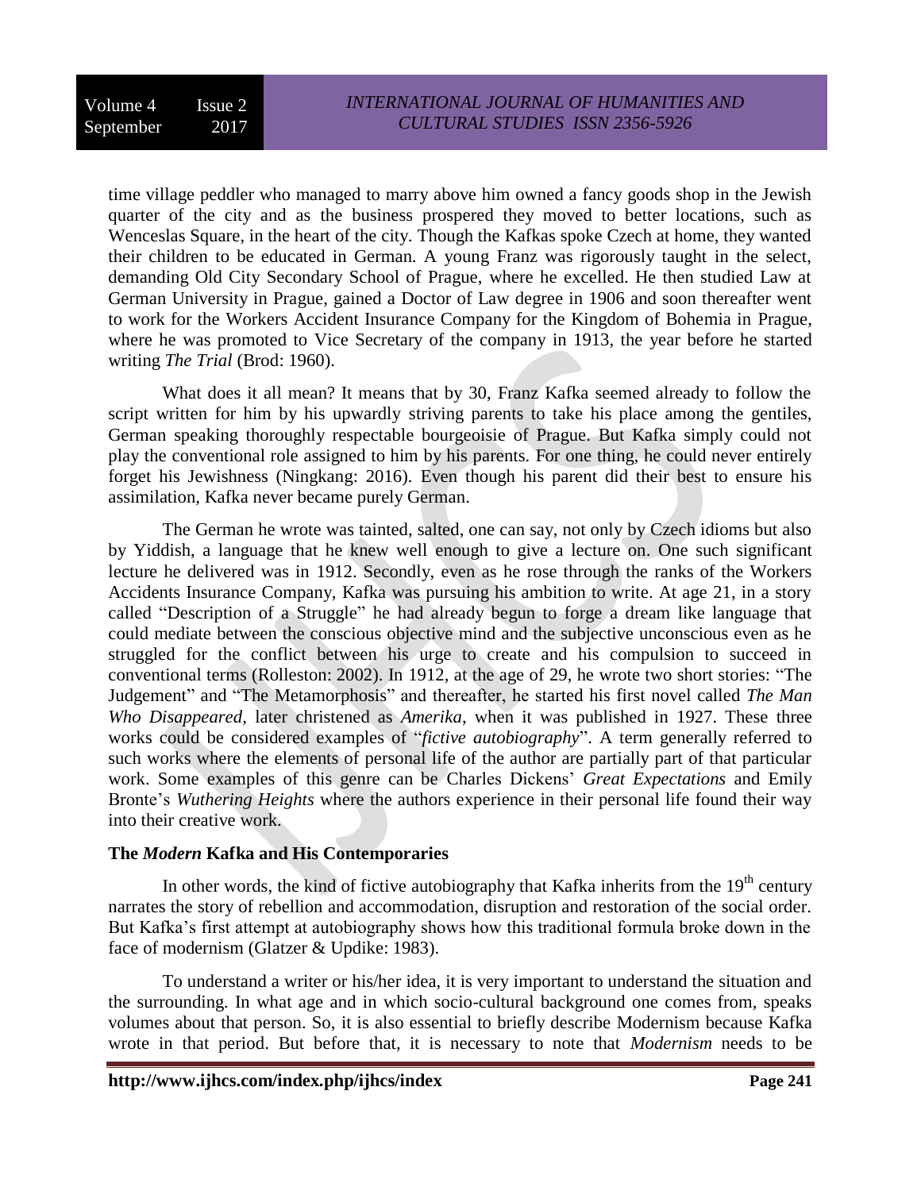time village peddler who managed to marry above him owned a fancy goods shop in the Jewish quarter of the city and as the business prospered they moved to better locations, such as Wenceslas Square, in the heart of the city. Though the Kafkas spoke Czech at home, they wanted their children to be educated in German. A young Franz was rigorously taught in the select, demanding Old City Secondary School of Prague, where he excelled. He then studied Law at German University in Prague, gained a Doctor of Law degree in 1906 and soon thereafter went to work for the Workers Accident Insurance Company for the Kingdom of Bohemia in Prague, where he was promoted to Vice Secretary of the company in 1913, the year before he started writing *The Trial* (Brod: 1960).

What does it all mean? It means that by 30, Franz Kafka seemed already to follow the script written for him by his upwardly striving parents to take his place among the gentiles, German speaking thoroughly respectable bourgeoisie of Prague. But Kafka simply could not play the conventional role assigned to him by his parents. For one thing, he could never entirely forget his Jewishness (Ningkang: 2016). Even though his parent did their best to ensure his assimilation, Kafka never became purely German.

The German he wrote was tainted, salted, one can say, not only by Czech idioms but also by Yiddish, a language that he knew well enough to give a lecture on. One such significant lecture he delivered was in 1912. Secondly, even as he rose through the ranks of the Workers Accidents Insurance Company, Kafka was pursuing his ambition to write. At age 21, in a story called "Description of a Struggle" he had already begun to forge a dream like language that could mediate between the conscious objective mind and the subjective unconscious even as he struggled for the conflict between his urge to create and his compulsion to succeed in conventional terms (Rolleston: 2002). In 1912, at the age of 29, he wrote two short stories: "The Judgement" and "The Metamorphosis" and thereafter, he started his first novel called *The Man Who Disappeared*, later christened as *Amerika*, when it was published in 1927. These three works could be considered examples of "*fictive autobiography*". A term generally referred to such works where the elements of personal life of the author are partially part of that particular work. Some examples of this genre can be Charles Dickens' *Great Expectations* and Emily Bronte's *Wuthering Heights* where the authors experience in their personal life found their way into their creative work.

### The *Modern* Kafka and His Contemporaries

In other words, the kind of fictive autobiography that Kafka inherits from the 19th century narrates the story of rebellion and accommodation, disruption and restoration of the social order. But Kafka's first attempt at autobiography shows how this traditional formula broke down in the face of modernism (Glatzer & Updike: 1983).

To understand a writer or his/her idea, it is very important to understand the situation and the surrounding. In what age and in which socio-cultural background one comes from, speaks volumes about that person. So, it is also essential to briefly describe Modernism because Kafka wrote in that period. But before that, it is necessary to note that *Modernism* needs to be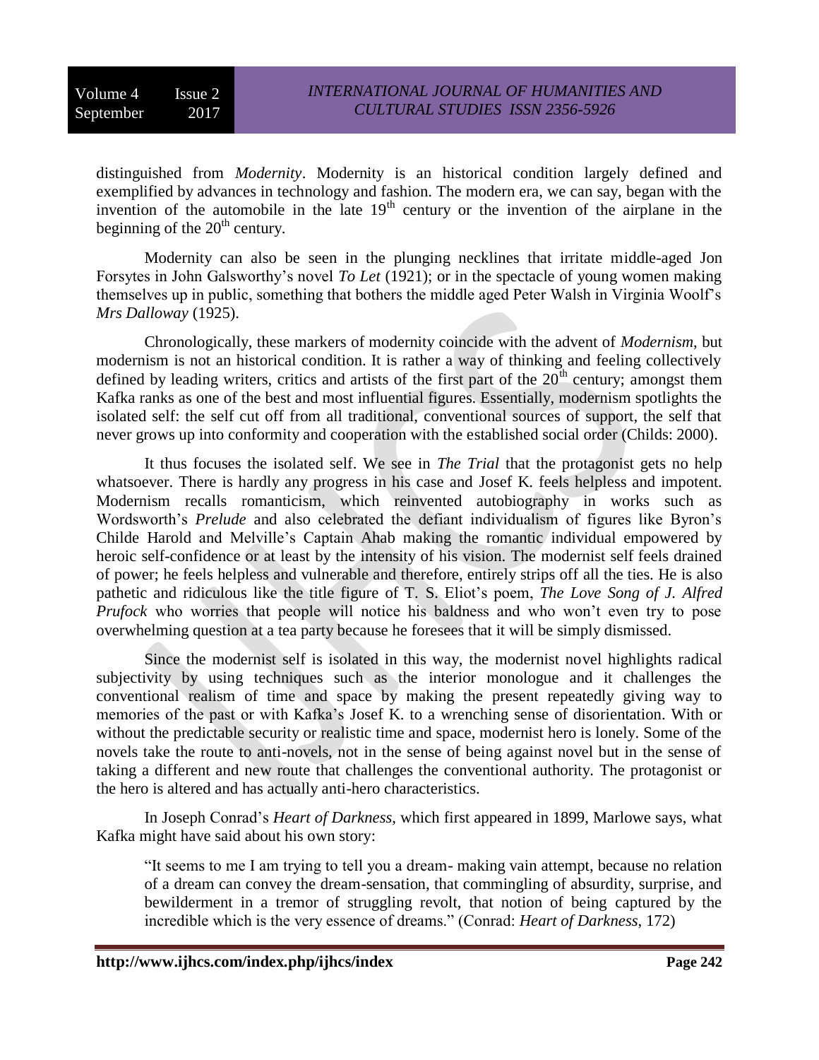distinguished from *Modernity*. Modernity is an historical condition largely defined and exemplified by advances in technology and fashion. The modern era, we can say, began with the invention of the automobile in the late 19th century or the invention of the airplane in the beginning of the 20th century.

Modernity can also be seen in the plunging necklines that irritate middle-aged Jon Forsytes in John Galsworthy's novel *To Let* (1921); or in the spectacle of young women making themselves up in public, something that bothers the middle aged Peter Walsh in Virginia Woolf's *Mrs Dalloway* (1925).

Chronologically, these markers of modernity coincide with the advent of *Modernism*, but modernism is not an historical condition. It is rather a way of thinking and feeling collectively defined by leading writers, critics and artists of the first part of the 20th century; amongst them Kafka ranks as one of the best and most influential figures. Essentially, modernism spotlights the isolated self: the self cut off from all traditional, conventional sources of support, the self that never grows up into conformity and cooperation with the established social order (Childs: 2000).

It thus focuses the isolated self. We see in *The Trial* that the protagonist gets no help whatsoever. There is hardly any progress in his case and Josef K. feels helpless and impotent. Modernism recalls romanticism, which reinvented autobiography in works such as Wordsworth's *Prelude* and also celebrated the defiant individualism of figures like Byron's Childe Harold and Melville's Captain Ahab making the romantic individual empowered by heroic self-confidence or at least by the intensity of his vision. The modernist self feels drained of power; he feels helpless and vulnerable and therefore, entirely strips off all the ties. He is also pathetic and ridiculous like the title figure of T. S. Eliot's poem, *The Love Song of J. Alfred Prufock* who worries that people will notice his baldness and who won't even try to pose overwhelming question at a tea party because he foresees that it will be simply dismissed.

Since the modernist self is isolated in this way, the modernist novel highlights radical subjectivity by using techniques such as the interior monologue and it challenges the conventional realism of time and space by making the present repeatedly giving way to memories of the past or with Kafka's Josef K. to a wrenching sense of disorientation. With or without the predictable security or realistic time and space, modernist hero is lonely. Some of the novels take the route to anti-novels, not in the sense of being against novel but in the sense of taking a different and new route that challenges the conventional authority. The protagonist or the hero is altered and has actually anti-hero characteristics.

In Joseph Conrad's *Heart of Darkness*, which first appeared in 1899, Marlowe says, what Kafka might have said about his own story:

> "It seems to me I am trying to tell you a dream- making vain attempt, because no relation of a dream can convey the dream-sensation, that commingling of absurdity, surprise, and bewilderment in a tremor of struggling revolt, that notion of being captured by the incredible which is the very essence of dreams." (Conrad: *Heart of Darkness*, 172)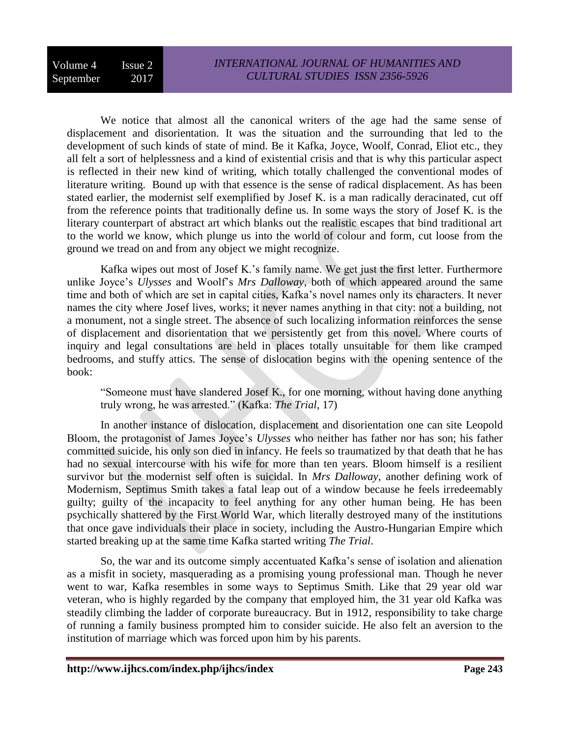We notice that almost all the canonical writers of the age had the same sense of displacement and disorientation. It was the situation and the surrounding that led to the development of such kinds of state of mind. Be it Kafka, Joyce, Woolf, Conrad, Eliot etc., they all felt a sort of helplessness and a kind of existential crisis and that is why this particular aspect is reflected in their new kind of writing, which totally challenged the conventional modes of literature writing. Bound up with that essence is the sense of radical displacement. As has been stated earlier, the modernist self exemplified by Josef K. is a man radically deracinated, cut off from the reference points that traditionally define us. In some ways the story of Josef K. is the literary counterpart of abstract art which blanks out the realistic escapes that bind traditional art to the world we know, which plunge us into the world of colour and form, cut loose from the ground we tread on and from any object we might recognize.

Kafka wipes out most of Josef K.'s family name. We get just the first letter. Furthermore unlike Joyce's *Ulysses* and Woolf's *Mrs Dalloway*, both of which appeared around the same time and both of which are set in capital cities, Kafka's novel names only its characters. It never names the city where Josef lives, works; it never names anything in that city: not a building, not a monument, not a single street. The absence of such localizing information reinforces the sense of displacement and disorientation that we persistently get from this novel. Where courts of inquiry and legal consultations are held in places totally unsuitable for them like cramped bedrooms, and stuffy attics. The sense of dislocation begins with the opening sentence of the book:

> "Someone must have slandered Josef K., for one morning, without having done anything truly wrong, he was arrested." (Kafka: *The Trial*, 17)

In another instance of dislocation, displacement and disorientation one can site Leopold Bloom, the protagonist of James Joyce's *Ulysses* who neither has father nor has son; his father committed suicide, his only son died in infancy. He feels so traumatized by that death that he has had no sexual intercourse with his wife for more than ten years. Bloom himself is a resilient survivor but the modernist self often is suicidal. In *Mrs Dalloway*, another defining work of Modernism, Septimus Smith takes a fatal leap out of a window because he feels irredeemably guilty; guilty of the incapacity to feel anything for any other human being. He has been psychically shattered by the First World War, which literally destroyed many of the institutions that once gave individuals their place in society, including the Austro-Hungarian Empire which started breaking up at the same time Kafka started writing *The Trial*.

So, the war and its outcome simply accentuated Kafka's sense of isolation and alienation as a misfit in society, masquerading as a promising young professional man. Though he never went to war, Kafka resembles in some ways to Septimus Smith. Like that 29 year old war veteran, who is highly regarded by the company that employed him, the 31 year old Kafka was steadily climbing the ladder of corporate bureaucracy. But in 1912, responsibility to take charge of running a family business prompted him to consider suicide. He also felt an aversion to the institution of marriage which was forced upon him by his parents.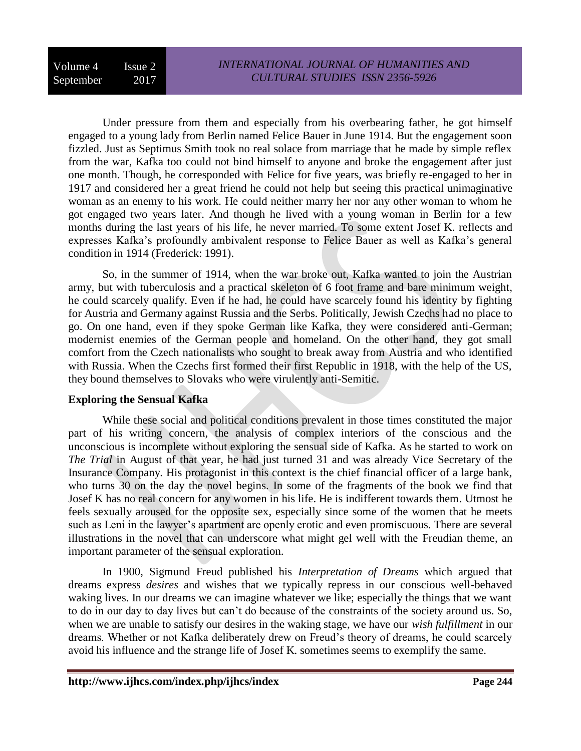Under pressure from them and especially from his overbearing father, he got himself engaged to a young lady from Berlin named Felice Bauer in June 1914. But the engagement soon fizzled. Just as Septimus Smith took no real solace from marriage that he made by simple reflex from the war, Kafka too could not bind himself to anyone and broke the engagement after just one month. Though, he corresponded with Felice for five years, was briefly re-engaged to her in 1917 and considered her a great friend he could not help but seeing this practical unimaginative woman as an enemy to his work. He could neither marry her nor any other woman to whom he got engaged two years later. And though he lived with a young woman in Berlin for a few months during the last years of his life, he never married. To some extent Josef K. reflects and expresses Kafka's profoundly ambivalent response to Felice Bauer as well as Kafka's general condition in 1914 (Frederick: 1991).

So, in the summer of 1914, when the war broke out, Kafka wanted to join the Austrian army, but with tuberculosis and a practical skeleton of 6 foot frame and bare minimum weight, he could scarcely qualify. Even if he had, he could have scarcely found his identity by fighting for Austria and Germany against Russia and the Serbs. Politically, Jewish Czechs had no place to go. On one hand, even if they spoke German like Kafka, they were considered anti-German; modernist enemies of the German people and homeland. On the other hand, they got small comfort from the Czech nationalists who sought to break away from Austria and who identified with Russia. When the Czechs first formed their first Republic in 1918, with the help of the US, they bound themselves to Slovaks who were virulently anti-Semitic.

## Exploring the Sensual Kafka

While these social and political conditions prevalent in those times constituted the major part of his writing concern, the analysis of complex interiors of the conscious and the unconscious is incomplete without exploring the sensual side of Kafka. As he started to work on *The Trial* in August of that year, he had just turned 31 and was already Vice Secretary of the Insurance Company. His protagonist in this context is the chief financial officer of a large bank, who turns 30 on the day the novel begins. In some of the fragments of the book we find that Josef K has no real concern for any women in his life. He is indifferent towards them. Utmost he feels sexually aroused for the opposite sex, especially since some of the women that he meets such as Leni in the lawyer's apartment are openly erotic and even promiscuous. There are several illustrations in the novel that can underscore what might gel well with the Freudian theme, an important parameter of the sensual exploration.

In 1900, Sigmund Freud published his *Interpretation of Dreams* which argued that dreams express *desires* and wishes that we typically repress in our conscious well-behaved waking lives. In our dreams we can imagine whatever we like; especially the things that we want to do in our day to day lives but can't do because of the constraints of the society around us. So, when we are unable to satisfy our desires in the waking stage, we have our *wish fulfillment* in our dreams. Whether or not Kafka deliberately drew on Freud's theory of dreams, he could scarcely avoid his influence and the strange life of Josef K. sometimes seems to exemplify the same.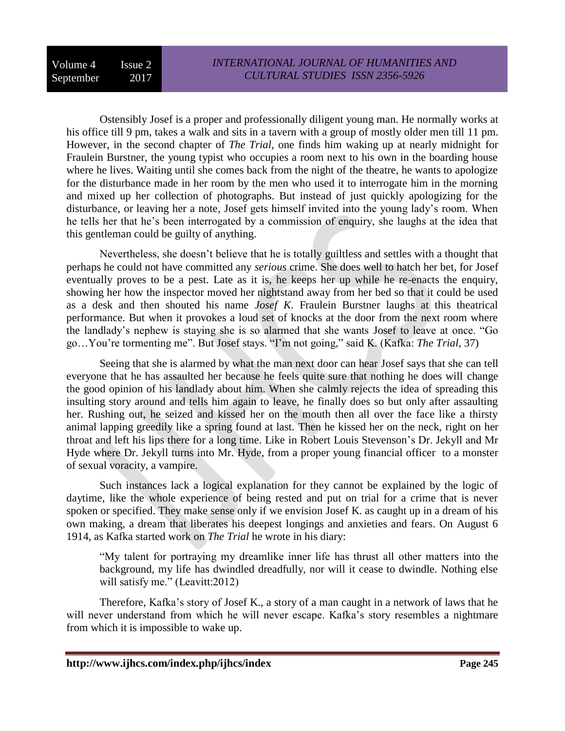Ostensibly Josef is a proper and professionally diligent young man. He normally works at his office till 9 pm, takes a walk and sits in a tavern with a group of mostly older men till 11 pm. However, in the second chapter of *The Trial*, one finds him waking up at nearly midnight for Fraulein Burstner, the young typist who occupies a room next to his own in the boarding house where he lives. Waiting until she comes back from the night of the theatre, he wants to apologize for the disturbance made in her room by the men who used it to interrogate him in the morning and mixed up her collection of photographs. But instead of just quickly apologizing for the disturbance, or leaving her a note, Josef gets himself invited into the young lady's room. When he tells her that he's been interrogated by a commission of enquiry, she laughs at the idea that this gentleman could be guilty of anything.

Nevertheless, she doesn't believe that he is totally guiltless and settles with a thought that perhaps he could not have committed any *serious* crime. She does well to hatch her bet, for Josef eventually proves to be a pest. Late as it is, he keeps her up while he re-enacts the enquiry, showing her how the inspector moved her nightstand away from her bed so that it could be used as a desk and then shouted his name *Josef K*. Fraulein Burstner laughs at this theatrical performance. But when it provokes a loud set of knocks at the door from the next room where the landlady's nephew is staying she is so alarmed that she wants Josef to leave at once. "Go go…You're tormenting me". But Josef stays. "I'm not going," said K. (Kafka: *The Trial*, 37)

Seeing that she is alarmed by what the man next door can hear Josef says that she can tell everyone that he has assaulted her because he feels quite sure that nothing he does will change the good opinion of his landlady about him. When she calmly rejects the idea of spreading this insulting story around and tells him again to leave, he finally does so but only after assaulting her. Rushing out, he seized and kissed her on the mouth then all over the face like a thirsty animal lapping greedily like a spring found at last. Then he kissed her on the neck, right on her throat and left his lips there for a long time. Like in Robert Louis Stevenson's Dr. Jekyll and Mr Hyde where Dr. Jekyll turns into Mr. Hyde, from a proper young financial officer to a monster of sexual voracity, a vampire.

Such instances lack a logical explanation for they cannot be explained by the logic of daytime, like the whole experience of being rested and put on trial for a crime that is never spoken or specified. They make sense only if we envision Josef K. as caught up in a dream of his own making, a dream that liberates his deepest longings and anxieties and fears. On August 6 1914, as Kafka started work on *The Trial* he wrote in his diary:

> "My talent for portraying my dreamlike inner life has thrust all other matters into the background, my life has dwindled dreadfully, nor will it cease to dwindle. Nothing else will satisfy me." (Leavitt:2012)

Therefore, Kafka's story of Josef K., a story of a man caught in a network of laws that he will never understand from which he will never escape. Kafka's story resembles a nightmare from which it is impossible to wake up.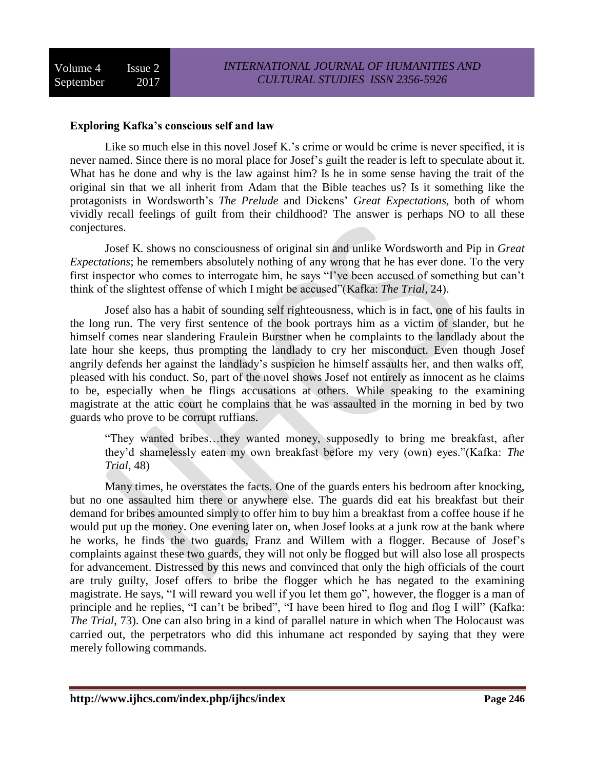### Exploring Kafka's conscious self and law

Like so much else in this novel Josef K.'s crime or would be crime is never specified, it is never named. Since there is no moral place for Josef's guilt the reader is left to speculate about it. What has he done and why is the law against him? Is he in some sense having the trait of the original sin that we all inherit from Adam that the Bible teaches us? Is it something like the protagonists in Wordsworth's *The Prelude* and Dickens' *Great Expectations*, both of whom vividly recall feelings of guilt from their childhood? The answer is perhaps NO to all these conjectures.

Josef K. shows no consciousness of original sin and unlike Wordsworth and Pip in *Great Expectations*; he remembers absolutely nothing of any wrong that he has ever done. To the very first inspector who comes to interrogate him, he says "I've been accused of something but can't think of the slightest offense of which I might be accused"(Kafka: *The Trial*, 24).

Josef also has a habit of sounding self righteousness, which is in fact, one of his faults in the long run. The very first sentence of the book portrays him as a victim of slander, but he himself comes near slandering Fraulein Burstner when he complaints to the landlady about the late hour she keeps, thus prompting the landlady to cry her misconduct. Even though Josef angrily defends her against the landlady's suspicion he himself assaults her, and then walks off, pleased with his conduct. So, part of the novel shows Josef not entirely as innocent as he claims to be, especially when he flings accusations at others. While speaking to the examining magistrate at the attic court he complains that he was assaulted in the morning in bed by two guards who prove to be corrupt ruffians.

> "They wanted bribes…they wanted money, supposedly to bring me breakfast, after they'd shamelessly eaten my own breakfast before my very (own) eyes."(Kafka: *The Trial*, 48)

Many times, he overstates the facts. One of the guards enters his bedroom after knocking, but no one assaulted him there or anywhere else. The guards did eat his breakfast but their demand for bribes amounted simply to offer him to buy him a breakfast from a coffee house if he would put up the money. One evening later on, when Josef looks at a junk row at the bank where he works, he finds the two guards, Franz and Willem with a flogger. Because of Josef's complaints against these two guards, they will not only be flogged but will also lose all prospects for advancement. Distressed by this news and convinced that only the high officials of the court are truly guilty, Josef offers to bribe the flogger which he has negated to the examining magistrate. He says, "I will reward you well if you let them go", however, the flogger is a man of principle and he replies, "I can't be bribed", "I have been hired to flog and flog I will" (Kafka: *The Trial*, 73). One can also bring in a kind of parallel nature in which when The Holocaust was carried out, the perpetrators who did this inhumane act responded by saying that they were merely following commands.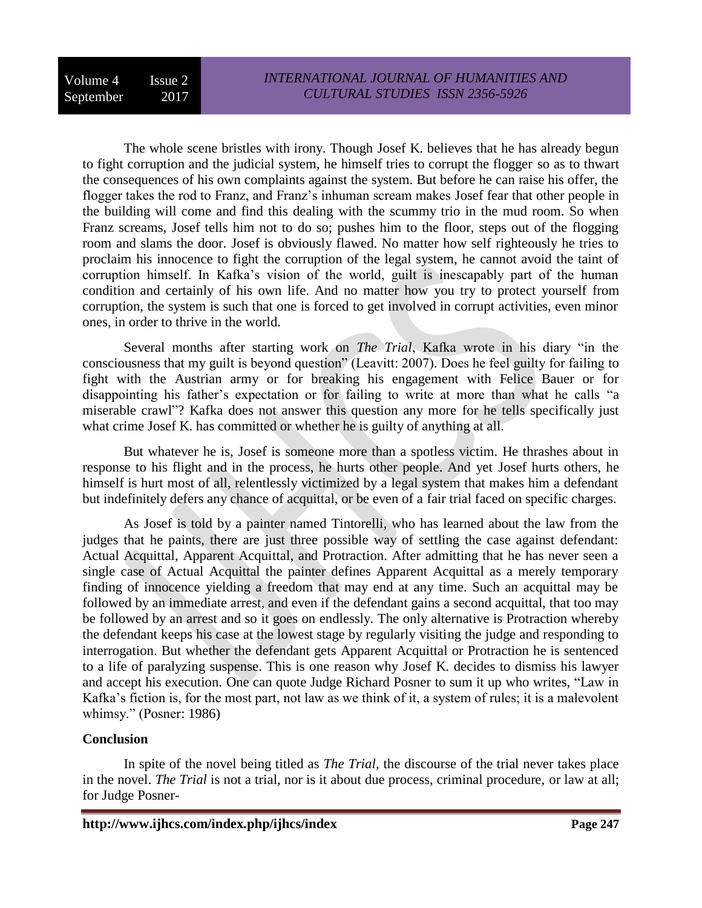The whole scene bristles with irony. Though Josef K. believes that he has already begun to fight corruption and the judicial system, he himself tries to corrupt the flogger so as to thwart the consequences of his own complaints against the system. But before he can raise his offer, the flogger takes the rod to Franz, and Franz's inhuman scream makes Josef fear that other people in the building will come and find this dealing with the scummy trio in the mud room. So when Franz screams, Josef tells him not to do so; pushes him to the floor, steps out of the flogging room and slams the door. Josef is obviously flawed. No matter how self righteously he tries to proclaim his innocence to fight the corruption of the legal system, he cannot avoid the taint of corruption himself. In Kafka's vision of the world, guilt is inescapably part of the human condition and certainly of his own life. And no matter how you try to protect yourself from corruption, the system is such that one is forced to get involved in corrupt activities, even minor ones, in order to thrive in the world.

Several months after starting work on *The Trial*, Kafka wrote in his diary "in the consciousness that my guilt is beyond question" (Leavitt: 2007). Does he feel guilty for failing to fight with the Austrian army or for breaking his engagement with Felice Bauer or for disappointing his father's expectation or for failing to write at more than what he calls "a miserable crawl"? Kafka does not answer this question any more for he tells specifically just what crime Josef K. has committed or whether he is guilty of anything at all.

But whatever he is, Josef is someone more than a spotless victim. He thrashes about in response to his flight and in the process, he hurts other people. And yet Josef hurts others, he himself is hurt most of all, relentlessly victimized by a legal system that makes him a defendant but indefinitely defers any chance of acquittal, or be even of a fair trial faced on specific charges.

As Josef is told by a painter named Tintorelli, who has learned about the law from the judges that he paints, there are just three possible way of settling the case against defendant: Actual Acquittal, Apparent Acquittal, and Protraction. After admitting that he has never seen a single case of Actual Acquittal the painter defines Apparent Acquittal as a merely temporary finding of innocence yielding a freedom that may end at any time. Such an acquittal may be followed by an immediate arrest, and even if the defendant gains a second acquittal, that too may be followed by an arrest and so it goes on endlessly. The only alternative is Protraction whereby the defendant keeps his case at the lowest stage by regularly visiting the judge and responding to interrogation. But whether the defendant gets Apparent Acquittal or Protraction he is sentenced to a life of paralyzing suspense. This is one reason why Josef K. decides to dismiss his lawyer and accept his execution. One can quote Judge Richard Posner to sum it up who writes, "Law in Kafka's fiction is, for the most part, not law as we think of it, a system of rules; it is a malevolent whimsy." (Posner: 1986)

**Conclusion**

In spite of the novel being titled as *The Trial*, the discourse of the trial never takes place in the novel. *The Trial* is not a trial, nor is it about due process, criminal procedure, or law at all; for Judge Posner-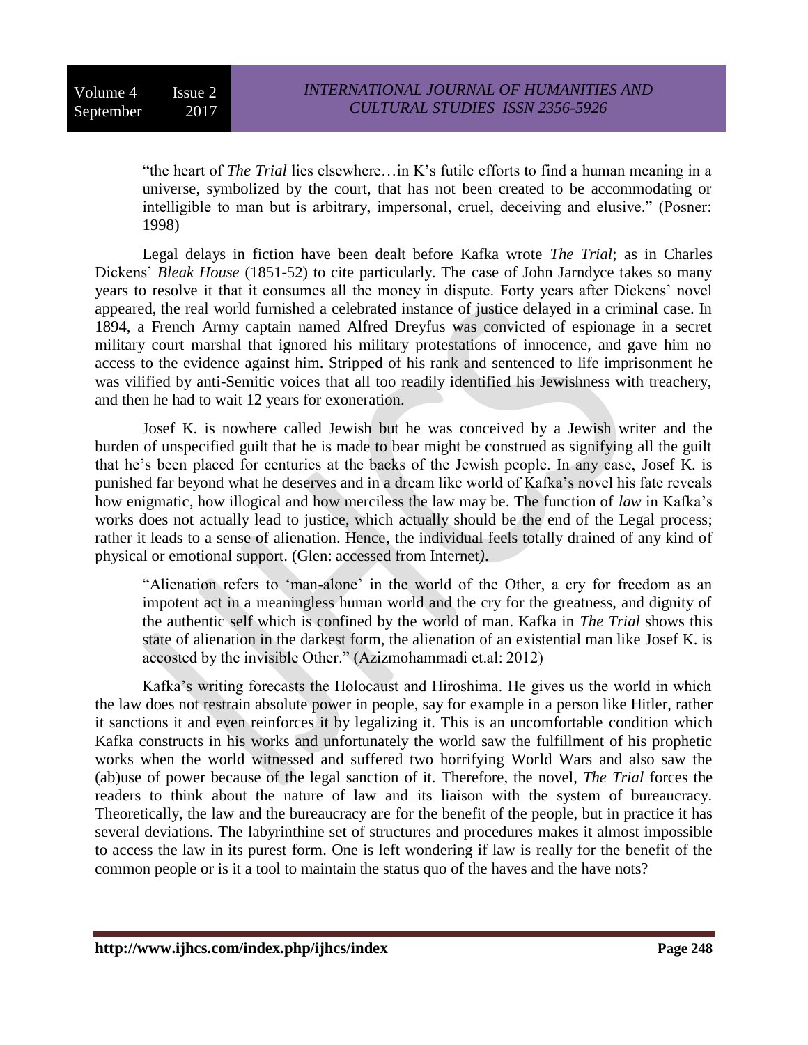> "the heart of *The Trial* lies elsewhere…in K's futile efforts to find a human meaning in a universe, symbolized by the court, that has not been created to be accommodating or intelligible to man but is arbitrary, impersonal, cruel, deceiving and elusive." (Posner: 1998)

Legal delays in fiction have been dealt before Kafka wrote *The Trial*; as in Charles Dickens' *Bleak House* (1851-52) to cite particularly. The case of John Jarndyce takes so many years to resolve it that it consumes all the money in dispute. Forty years after Dickens' novel appeared, the real world furnished a celebrated instance of justice delayed in a criminal case. In 1894, a French Army captain named Alfred Dreyfus was convicted of espionage in a secret military court marshal that ignored his military protestations of innocence, and gave him no access to the evidence against him. Stripped of his rank and sentenced to life imprisonment he was vilified by anti-Semitic voices that all too readily identified his Jewishness with treachery, and then he had to wait 12 years for exoneration.

Josef K. is nowhere called Jewish but he was conceived by a Jewish writer and the burden of unspecified guilt that he is made to bear might be construed as signifying all the guilt that he's been placed for centuries at the backs of the Jewish people. In any case, Josef K. is punished far beyond what he deserves and in a dream like world of Kafka's novel his fate reveals how enigmatic, how illogical and how merciless the law may be. The function of *law* in Kafka's works does not actually lead to justice, which actually should be the end of the Legal process; rather it leads to a sense of alienation. Hence, the individual feels totally drained of any kind of physical or emotional support. (Glen: accessed from Internet).

> "Alienation refers to 'man-alone' in the world of the Other, a cry for freedom as an impotent act in a meaningless human world and the cry for the greatness, and dignity of the authentic self which is confined by the world of man. Kafka in *The Trial* shows this state of alienation in the darkest form, the alienation of an existential man like Josef K. is accosted by the invisible Other." (Azizmohammadi et.al: 2012)

Kafka's writing forecasts the Holocaust and Hiroshima. He gives us the world in which the law does not restrain absolute power in people, say for example in a person like Hitler, rather it sanctions it and even reinforces it by legalizing it. This is an uncomfortable condition which Kafka constructs in his works and unfortunately the world saw the fulfillment of his prophetic works when the world witnessed and suffered two horrifying World Wars and also saw the (ab)use of power because of the legal sanction of it. Therefore, the novel, *The Trial* forces the readers to think about the nature of law and its liaison with the system of bureaucracy. Theoretically, the law and the bureaucracy are for the benefit of the people, but in practice it has several deviations. The labyrinthine set of structures and procedures makes it almost impossible to access the law in its purest form. One is left wondering if law is really for the benefit of the common people or is it a tool to maintain the status quo of the haves and the have nots?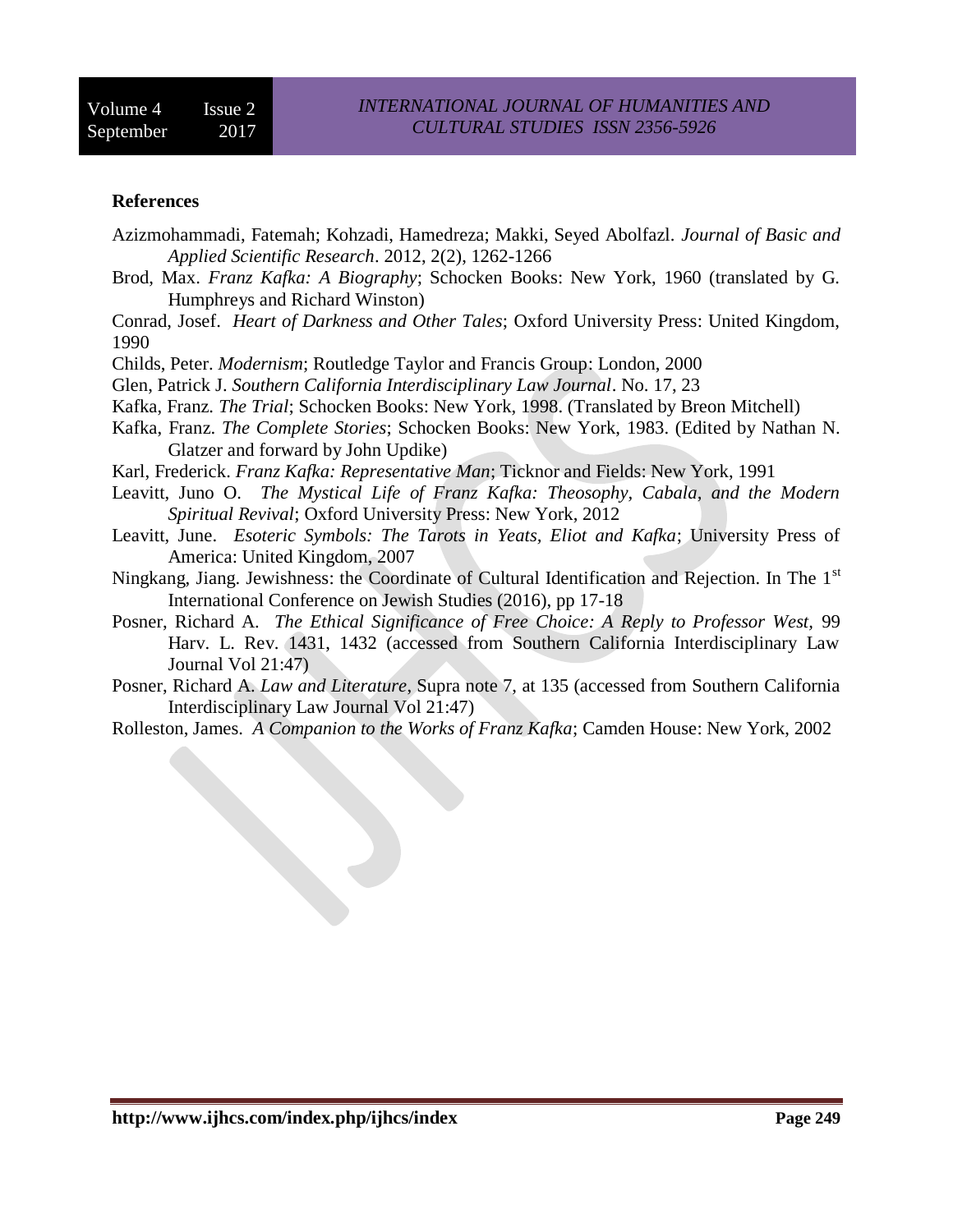**References**

Azizmohammadi, Fatemah; Kohzadi, Hamedreza; Makki, Seyed Abolfazl. *Journal of Basic and Applied Scientific Research*. 2012, 2(2), 1262-1266

Brod, Max. *Franz Kafka: A Biography*; Schocken Books: New York, 1960 (translated by G. Humphreys and Richard Winston)

Conrad, Josef. *Heart of Darkness and Other Tales*; Oxford University Press: United Kingdom, 1990

Childs, Peter. *Modernism*; Routledge Taylor and Francis Group: London, 2000

Glen, Patrick J. *Southern California Interdisciplinary Law Journal*. No. 17, 23

Kafka, Franz. *The Trial*; Schocken Books: New York, 1998. (Translated by Breon Mitchell)

Kafka, Franz. *The Complete Stories*; Schocken Books: New York, 1983. (Edited by Nathan N. Glatzer and forward by John Updike)

Karl, Frederick. *Franz Kafka: Representative Man*; Ticknor and Fields: New York, 1991

Leavitt, Juno O. *The Mystical Life of Franz Kafka: Theosophy, Cabala, and the Modern Spiritual Revival*; Oxford University Press: New York, 2012

Leavitt, June. *Esoteric Symbols: The Tarots in Yeats, Eliot and Kafka*; University Press of America: United Kingdom, 2007

Ningkang, Jiang. Jewishness: the Coordinate of Cultural Identification and Rejection. In The 1st International Conference on Jewish Studies (2016), pp 17-18

Posner, Richard A. *The Ethical Significance of Free Choice: A Reply to Professor West*, 99 Harv. L. Rev. 1431, 1432 (accessed from Southern California Interdisciplinary Law Journal Vol 21:47)

Posner, Richard A. *Law and Literature*, Supra note 7, at 135 (accessed from Southern California Interdisciplinary Law Journal Vol 21:47)

Rolleston, James. *A Companion to the Works of Franz Kafka*; Camden House: New York, 2002